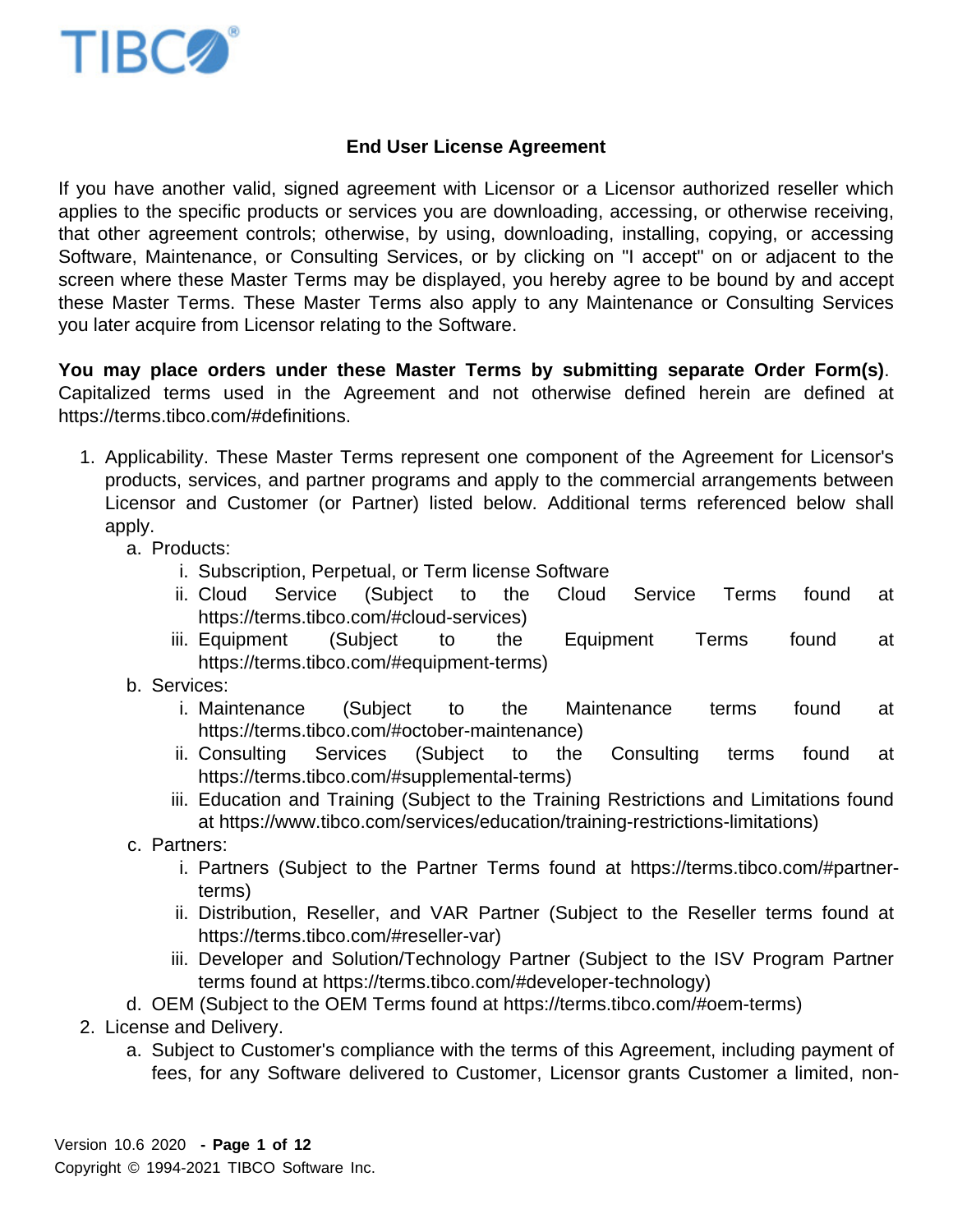# End User License Agreement

If you have another valid, signed agreement with Licensor or a Licensor authorized reseller which applies to the specific products or services you are downloading, accessing, or otherwise receiving, that other agreement controls; otherwise, by using, downloading, installing, copying, or accessing Software, Maintenance, or Consulting Services, or by clicking on "I accept" on or adjacent to the screen where these Master Terms may be displayed, you hereby agree to be bound by and accept these Master Terms. These Master Terms also apply to any Maintenance or Consulting Services you later acquire from Licensor relating to the Software.

**You may place orders under these Master Terms by submitting separate Order Form(s)**. Capitalized terms used in the Agreement and not otherwise defined herein are defined at https://terms.tibco.com/#definitions.

1. Applicability. These Master Terms represent one component of the Agreement for Licensor's products, services, and partner programs and apply to the commercial arrangements between Licensor and Customer (or Partner) listed below. Additional terms referenced below shall apply.
   a. Products:
      i. Subscription, Perpetual, or Term license Software
      ii. Cloud Service (Subject to the Cloud Service Terms found at https://terms.tibco.com/#cloud-services)
      iii. Equipment (Subject to the Equipment Terms found at https://terms.tibco.com/#equipment-terms)
   b. Services:
      i. Maintenance (Subject to the Maintenance terms found at https://terms.tibco.com/#october-maintenance)
      ii. Consulting Services (Subject to the Consulting terms found at https://terms.tibco.com/#supplemental-terms)
      iii. Education and Training (Subject to the Training Restrictions and Limitations found at https://www.tibco.com/services/education/training-restrictions-limitations)
   c. Partners:
      i. Partners (Subject to the Partner Terms found at https://terms.tibco.com/#partner-terms)
      ii. Distribution, Reseller, and VAR Partner (Subject to the Reseller terms found at https://terms.tibco.com/#reseller-var)
      iii. Developer and Solution/Technology Partner (Subject to the ISV Program Partner terms found at https://terms.tibco.com/#developer-technology)
   d. OEM (Subject to the OEM Terms found at https://terms.tibco.com/#oem-terms)
2. License and Delivery.
   a. Subject to Customer's compliance with the terms of this Agreement, including payment of fees, for any Software delivered to Customer, Licensor grants Customer a limited, non-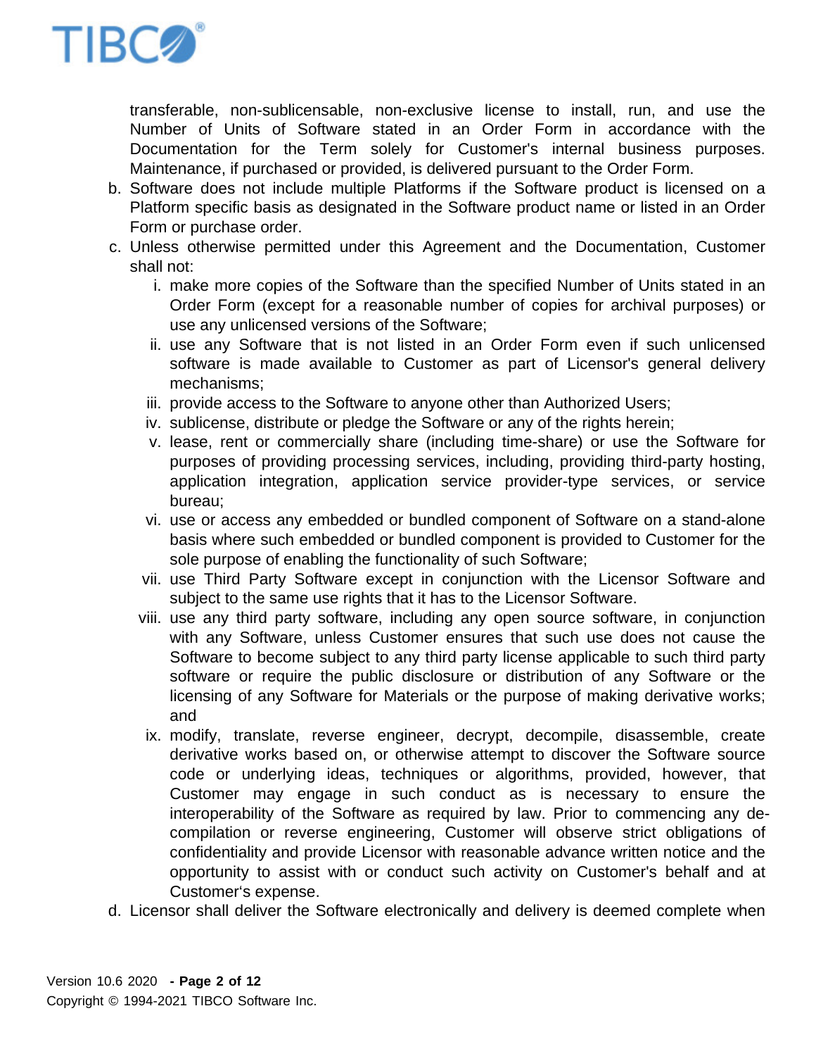transferable, non-sublicensable, non-exclusive license to install, run, and use the Number of Units of Software stated in an Order Form in accordance with the Documentation for the Term solely for Customer's internal business purposes. Maintenance, if purchased or provided, is delivered pursuant to the Order Form.

b. Software does not include multiple Platforms if the Software product is licensed on a Platform specific basis as designated in the Software product name or listed in an Order Form or purchase order.

c. Unless otherwise permitted under this Agreement and the Documentation, Customer shall not:

   i. make more copies of the Software than the specified Number of Units stated in an Order Form (except for a reasonable number of copies for archival purposes) or use any unlicensed versions of the Software;

   ii. use any Software that is not listed in an Order Form even if such unlicensed software is made available to Customer as part of Licensor's general delivery mechanisms;

   iii. provide access to the Software to anyone other than Authorized Users;

   iv. sublicense, distribute or pledge the Software or any of the rights herein;

   v. lease, rent or commercially share (including time-share) or use the Software for purposes of providing processing services, including, providing third-party hosting, application integration, application service provider-type services, or service bureau;

   vi. use or access any embedded or bundled component of Software on a stand-alone basis where such embedded or bundled component is provided to Customer for the sole purpose of enabling the functionality of such Software;

   vii. use Third Party Software except in conjunction with the Licensor Software and subject to the same use rights that it has to the Licensor Software.

   viii. use any third party software, including any open source software, in conjunction with any Software, unless Customer ensures that such use does not cause the Software to become subject to any third party license applicable to such third party software or require the public disclosure or distribution of any Software or the licensing of any Software for Materials or the purpose of making derivative works; and

   ix. modify, translate, reverse engineer, decrypt, decompile, disassemble, create derivative works based on, or otherwise attempt to discover the Software source code or underlying ideas, techniques or algorithms, provided, however, that Customer may engage in such conduct as is necessary to ensure the interoperability of the Software as required by law. Prior to commencing any de-compilation or reverse engineering, Customer will observe strict obligations of confidentiality and provide Licensor with reasonable advance written notice and the opportunity to assist with or conduct such activity on Customer's behalf and at Customer's expense.

d. Licensor shall deliver the Software electronically and delivery is deemed complete when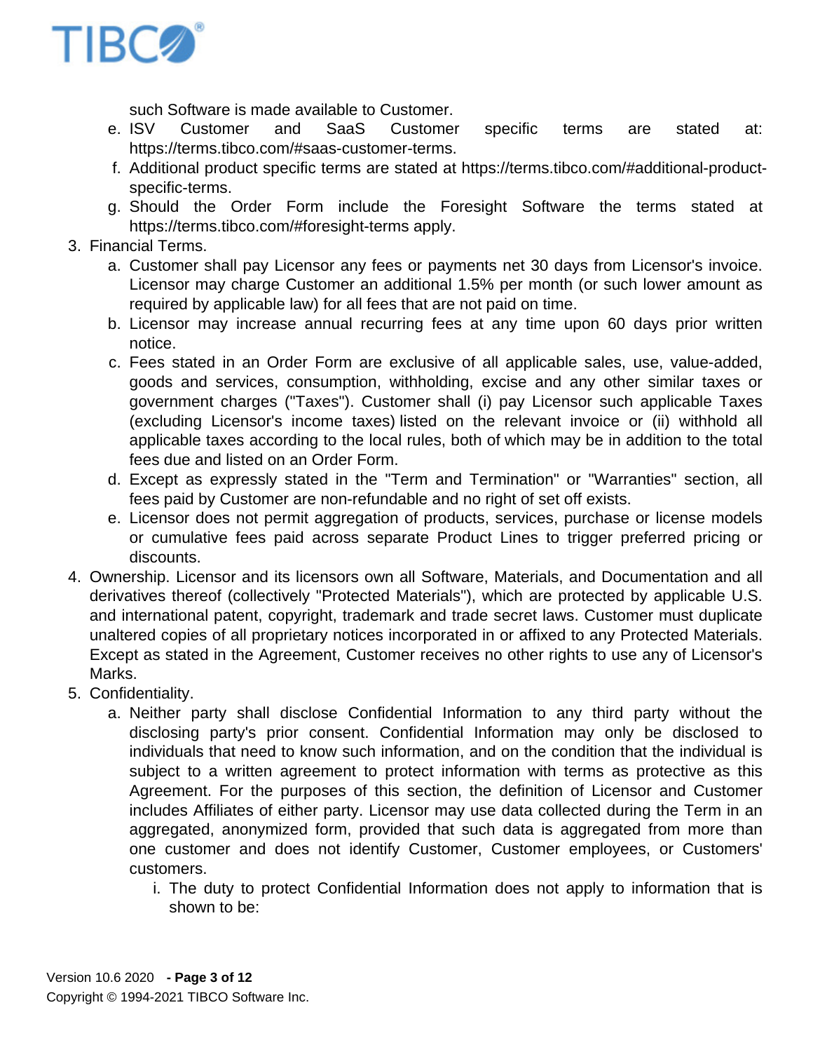such Software is made available to Customer.

   e. ISV Customer and SaaS Customer specific terms are stated at: https://terms.tibco.com/#saas-customer-terms.
   f. Additional product specific terms are stated at https://terms.tibco.com/#additional-product-specific-terms.
   g. Should the Order Form include the Foresight Software the terms stated at https://terms.tibco.com/#foresight-terms apply.

3. Financial Terms.
   a. Customer shall pay Licensor any fees or payments net 30 days from Licensor's invoice. Licensor may charge Customer an additional 1.5% per month (or such lower amount as required by applicable law) for all fees that are not paid on time.
   b. Licensor may increase annual recurring fees at any time upon 60 days prior written notice.
   c. Fees stated in an Order Form are exclusive of all applicable sales, use, value-added, goods and services, consumption, withholding, excise and any other similar taxes or government charges ("Taxes"). Customer shall (i) pay Licensor such applicable Taxes (excluding Licensor's income taxes) listed on the relevant invoice or (ii) withhold all applicable taxes according to the local rules, both of which may be in addition to the total fees due and listed on an Order Form.
   d. Except as expressly stated in the "Term and Termination" or "Warranties" section, all fees paid by Customer are non-refundable and no right of set off exists.
   e. Licensor does not permit aggregation of products, services, purchase or license models or cumulative fees paid across separate Product Lines to trigger preferred pricing or discounts.
4. Ownership. Licensor and its licensors own all Software, Materials, and Documentation and all derivatives thereof (collectively "Protected Materials"), which are protected by applicable U.S. and international patent, copyright, trademark and trade secret laws. Customer must duplicate unaltered copies of all proprietary notices incorporated in or affixed to any Protected Materials. Except as stated in the Agreement, Customer receives no other rights to use any of Licensor's Marks.
5. Confidentiality.
   a. Neither party shall disclose Confidential Information to any third party without the disclosing party's prior consent. Confidential Information may only be disclosed to individuals that need to know such information, and on the condition that the individual is subject to a written agreement to protect information with terms as protective as this Agreement. For the purposes of this section, the definition of Licensor and Customer includes Affiliates of either party. Licensor may use data collected during the Term in an aggregated, anonymized form, provided that such data is aggregated from more than one customer and does not identify Customer, Customer employees, or Customers' customers.
      i. The duty to protect Confidential Information does not apply to information that is shown to be: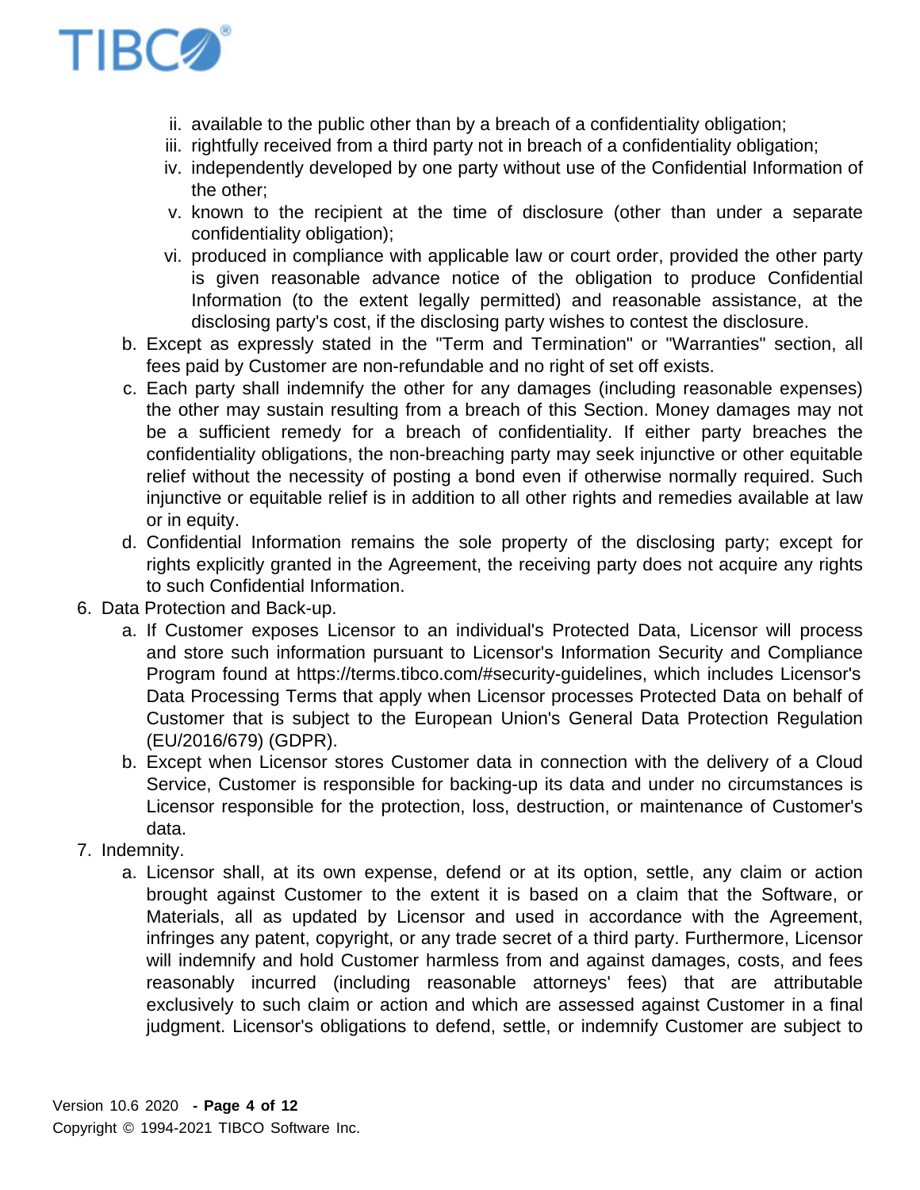ii. available to the public other than by a breach of a confidentiality obligation;
   iii. rightfully received from a third party not in breach of a confidentiality obligation;
   iv. independently developed by one party without use of the Confidential Information of the other;
   v. known to the recipient at the time of disclosure (other than under a separate confidentiality obligation);
   vi. produced in compliance with applicable law or court order, provided the other party is given reasonable advance notice of the obligation to produce Confidential Information (to the extent legally permitted) and reasonable assistance, at the disclosing party's cost, if the disclosing party wishes to contest the disclosure.

   b. Except as expressly stated in the "Term and Termination" or "Warranties" section, all fees paid by Customer are non-refundable and no right of set off exists.

   c. Each party shall indemnify the other for any damages (including reasonable expenses) the other may sustain resulting from a breach of this Section. Money damages may not be a sufficient remedy for a breach of confidentiality. If either party breaches the confidentiality obligations, the non-breaching party may seek injunctive or other equitable relief without the necessity of posting a bond even if otherwise normally required. Such injunctive or equitable relief is in addition to all other rights and remedies available at law or in equity.

   d. Confidential Information remains the sole property of the disclosing party; except for rights explicitly granted in the Agreement, the receiving party does not acquire any rights to such Confidential Information.

6. Data Protection and Back-up.

   a. If Customer exposes Licensor to an individual's Protected Data, Licensor will process and store such information pursuant to Licensor's Information Security and Compliance Program found at https://terms.tibco.com/#security-guidelines, which includes Licensor's Data Processing Terms that apply when Licensor processes Protected Data on behalf of Customer that is subject to the European Union's General Data Protection Regulation (EU/2016/679) (GDPR).

   b. Except when Licensor stores Customer data in connection with the delivery of a Cloud Service, Customer is responsible for backing-up its data and under no circumstances is Licensor responsible for the protection, loss, destruction, or maintenance of Customer's data.

7. Indemnity.

   a. Licensor shall, at its own expense, defend or at its option, settle, any claim or action brought against Customer to the extent it is based on a claim that the Software, or Materials, all as updated by Licensor and used in accordance with the Agreement, infringes any patent, copyright, or any trade secret of a third party. Furthermore, Licensor will indemnify and hold Customer harmless from and against damages, costs, and fees reasonably incurred (including reasonable attorneys' fees) that are attributable exclusively to such claim or action and which are assessed against Customer in a final judgment. Licensor's obligations to defend, settle, or indemnify Customer are subject to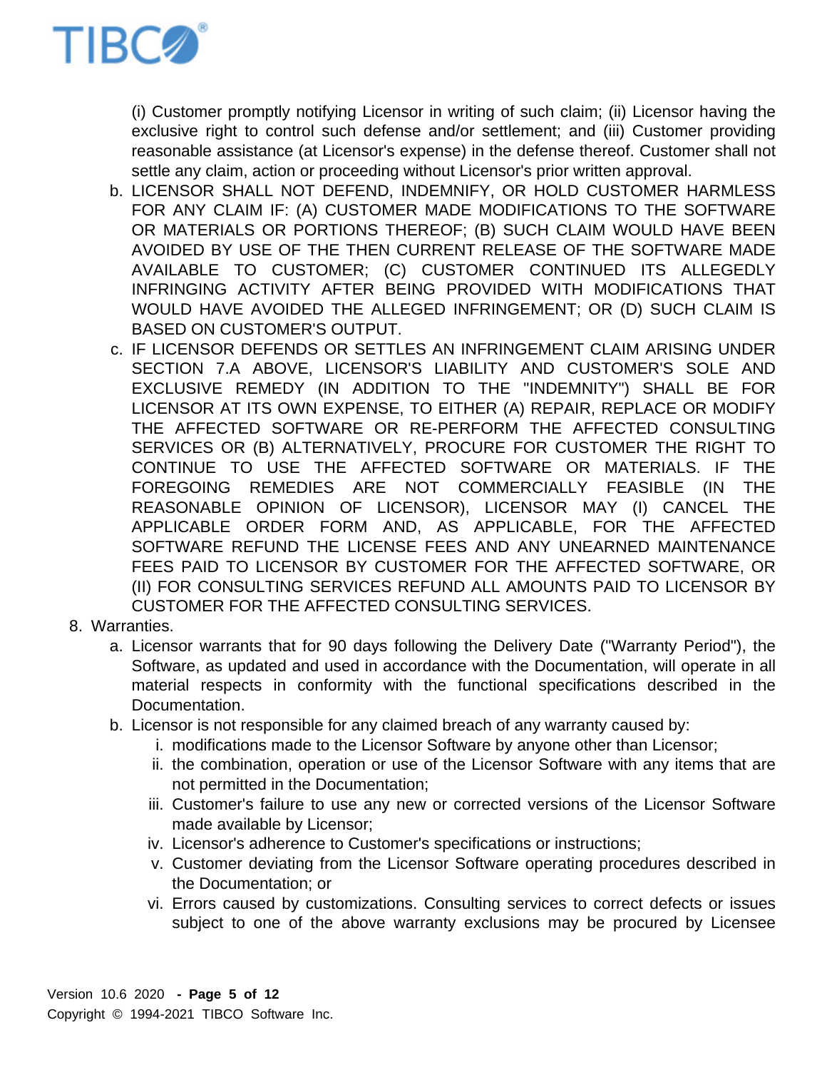(i) Customer promptly notifying Licensor in writing of such claim; (ii) Licensor having the exclusive right to control such defense and/or settlement; and (iii) Customer providing reasonable assistance (at Licensor's expense) in the defense thereof. Customer shall not settle any claim, action or proceeding without Licensor's prior written approval.

b. LICENSOR SHALL NOT DEFEND, INDEMNIFY, OR HOLD CUSTOMER HARMLESS FOR ANY CLAIM IF: (A) CUSTOMER MADE MODIFICATIONS TO THE SOFTWARE OR MATERIALS OR PORTIONS THEREOF; (B) SUCH CLAIM WOULD HAVE BEEN AVOIDED BY USE OF THE THEN CURRENT RELEASE OF THE SOFTWARE MADE AVAILABLE TO CUSTOMER; (C) CUSTOMER CONTINUED ITS ALLEGEDLY INFRINGING ACTIVITY AFTER BEING PROVIDED WITH MODIFICATIONS THAT WOULD HAVE AVOIDED THE ALLEGED INFRINGEMENT; OR (D) SUCH CLAIM IS BASED ON CUSTOMER'S OUTPUT.

c. IF LICENSOR DEFENDS OR SETTLES AN INFRINGEMENT CLAIM ARISING UNDER SECTION 7.A ABOVE, LICENSOR'S LIABILITY AND CUSTOMER'S SOLE AND EXCLUSIVE REMEDY (IN ADDITION TO THE "INDEMNITY") SHALL BE FOR LICENSOR AT ITS OWN EXPENSE, TO EITHER (A) REPAIR, REPLACE OR MODIFY THE AFFECTED SOFTWARE OR RE-PERFORM THE AFFECTED CONSULTING SERVICES OR (B) ALTERNATIVELY, PROCURE FOR CUSTOMER THE RIGHT TO CONTINUE TO USE THE AFFECTED SOFTWARE OR MATERIALS. IF THE FOREGOING REMEDIES ARE NOT COMMERCIALLY FEASIBLE (IN THE REASONABLE OPINION OF LICENSOR), LICENSOR MAY (I) CANCEL THE APPLICABLE ORDER FORM AND, AS APPLICABLE, FOR THE AFFECTED SOFTWARE REFUND THE LICENSE FEES AND ANY UNEARNED MAINTENANCE FEES PAID TO LICENSOR BY CUSTOMER FOR THE AFFECTED SOFTWARE, OR (II) FOR CONSULTING SERVICES REFUND ALL AMOUNTS PAID TO LICENSOR BY CUSTOMER FOR THE AFFECTED CONSULTING SERVICES.

8. Warranties.

   a. Licensor warrants that for 90 days following the Delivery Date ("Warranty Period"), the Software, as updated and used in accordance with the Documentation, will operate in all material respects in conformity with the functional specifications described in the Documentation.

   b. Licensor is not responsible for any claimed breach of any warranty caused by:

      i. modifications made to the Licensor Software by anyone other than Licensor;
      ii. the combination, operation or use of the Licensor Software with any items that are not permitted in the Documentation;
      iii. Customer's failure to use any new or corrected versions of the Licensor Software made available by Licensor;
      iv. Licensor's adherence to Customer's specifications or instructions;
      v. Customer deviating from the Licensor Software operating procedures described in the Documentation; or
      vi. Errors caused by customizations. Consulting services to correct defects or issues subject to one of the above warranty exclusions may be procured by Licensee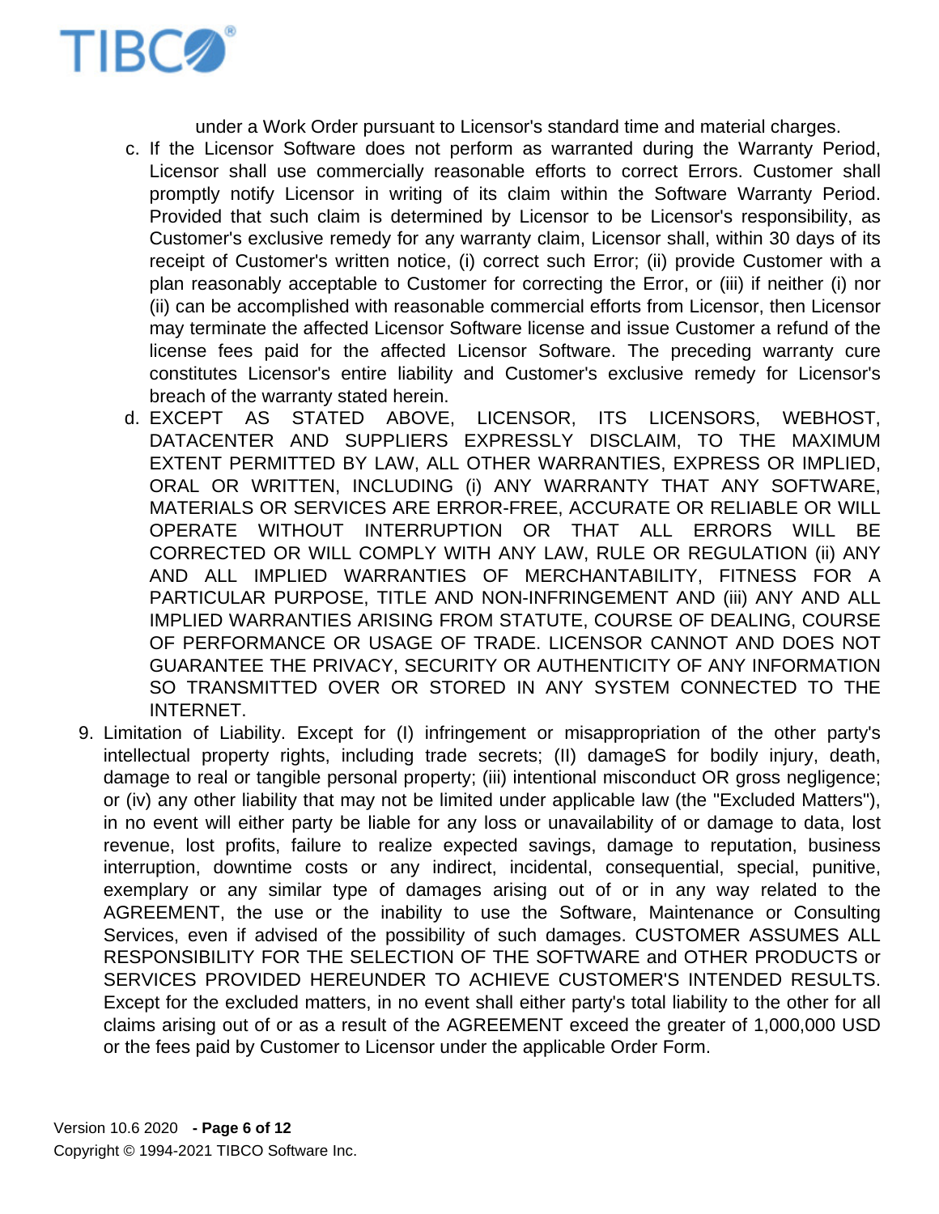under a Work Order pursuant to Licensor's standard time and material charges.

c. If the Licensor Software does not perform as warranted during the Warranty Period, Licensor shall use commercially reasonable efforts to correct Errors. Customer shall promptly notify Licensor in writing of its claim within the Software Warranty Period. Provided that such claim is determined by Licensor to be Licensor's responsibility, as Customer's exclusive remedy for any warranty claim, Licensor shall, within 30 days of its receipt of Customer's written notice, (i) correct such Error; (ii) provide Customer with a plan reasonably acceptable to Customer for correcting the Error, or (iii) if neither (i) nor (ii) can be accomplished with reasonable commercial efforts from Licensor, then Licensor may terminate the affected Licensor Software license and issue Customer a refund of the license fees paid for the affected Licensor Software. The preceding warranty cure constitutes Licensor's entire liability and Customer's exclusive remedy for Licensor's breach of the warranty stated herein.

d. EXCEPT AS STATED ABOVE, LICENSOR, ITS LICENSORS, WEBHOST, DATACENTER AND SUPPLIERS EXPRESSLY DISCLAIM, TO THE MAXIMUM EXTENT PERMITTED BY LAW, ALL OTHER WARRANTIES, EXPRESS OR IMPLIED, ORAL OR WRITTEN, INCLUDING (i) ANY WARRANTY THAT ANY SOFTWARE, MATERIALS OR SERVICES ARE ERROR-FREE, ACCURATE OR RELIABLE OR WILL OPERATE WITHOUT INTERRUPTION OR THAT ALL ERRORS WILL BE CORRECTED OR WILL COMPLY WITH ANY LAW, RULE OR REGULATION (ii) ANY AND ALL IMPLIED WARRANTIES OF MERCHANTABILITY, FITNESS FOR A PARTICULAR PURPOSE, TITLE AND NON-INFRINGEMENT AND (iii) ANY AND ALL IMPLIED WARRANTIES ARISING FROM STATUTE, COURSE OF DEALING, COURSE OF PERFORMANCE OR USAGE OF TRADE. LICENSOR CANNOT AND DOES NOT GUARANTEE THE PRIVACY, SECURITY OR AUTHENTICITY OF ANY INFORMATION SO TRANSMITTED OVER OR STORED IN ANY SYSTEM CONNECTED TO THE INTERNET.

9. Limitation of Liability. Except for (I) infringement or misappropriation of the other party's intellectual property rights, including trade secrets; (II) damageS for bodily injury, death, damage to real or tangible personal property; (iii) intentional misconduct OR gross negligence; or (iv) any other liability that may not be limited under applicable law (the "Excluded Matters"), in no event will either party be liable for any loss or unavailability of or damage to data, lost revenue, lost profits, failure to realize expected savings, damage to reputation, business interruption, downtime costs or any indirect, incidental, consequential, special, punitive, exemplary or any similar type of damages arising out of or in any way related to the AGREEMENT, the use or the inability to use the Software, Maintenance or Consulting Services, even if advised of the possibility of such damages. CUSTOMER ASSUMES ALL RESPONSIBILITY FOR THE SELECTION OF THE SOFTWARE and OTHER PRODUCTS or SERVICES PROVIDED HEREUNDER TO ACHIEVE CUSTOMER'S INTENDED RESULTS. Except for the excluded matters, in no event shall either party's total liability to the other for all claims arising out of or as a result of the AGREEMENT exceed the greater of 1,000,000 USD or the fees paid by Customer to Licensor under the applicable Order Form.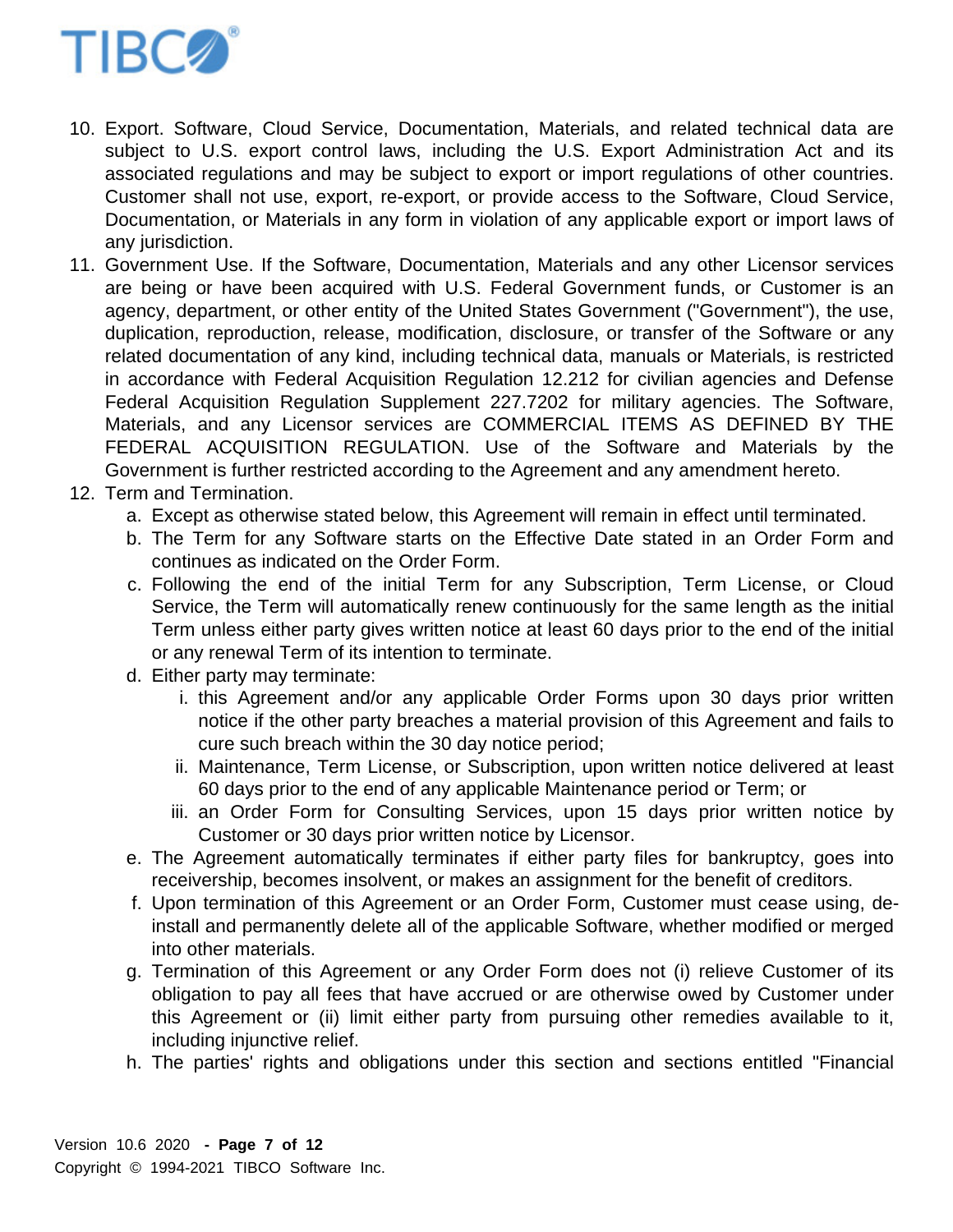10. Export. Software, Cloud Service, Documentation, Materials, and related technical data are subject to U.S. export control laws, including the U.S. Export Administration Act and its associated regulations and may be subject to export or import regulations of other countries. Customer shall not use, export, re-export, or provide access to the Software, Cloud Service, Documentation, or Materials in any form in violation of any applicable export or import laws of any jurisdiction.
11. Government Use. If the Software, Documentation, Materials and any other Licensor services are being or have been acquired with U.S. Federal Government funds, or Customer is an agency, department, or other entity of the United States Government ("Government"), the use, duplication, reproduction, release, modification, disclosure, or transfer of the Software or any related documentation of any kind, including technical data, manuals or Materials, is restricted in accordance with Federal Acquisition Regulation 12.212 for civilian agencies and Defense Federal Acquisition Regulation Supplement 227.7202 for military agencies. The Software, Materials, and any Licensor services are COMMERCIAL ITEMS AS DEFINED BY THE FEDERAL ACQUISITION REGULATION. Use of the Software and Materials by the Government is further restricted according to the Agreement and any amendment hereto.
12. Term and Termination.
    a. Except as otherwise stated below, this Agreement will remain in effect until terminated.
    b. The Term for any Software starts on the Effective Date stated in an Order Form and continues as indicated on the Order Form.
    c. Following the end of the initial Term for any Subscription, Term License, or Cloud Service, the Term will automatically renew continuously for the same length as the initial Term unless either party gives written notice at least 60 days prior to the end of the initial or any renewal Term of its intention to terminate.
    d. Either party may terminate:
        i. this Agreement and/or any applicable Order Forms upon 30 days prior written notice if the other party breaches a material provision of this Agreement and fails to cure such breach within the 30 day notice period;
        ii. Maintenance, Term License, or Subscription, upon written notice delivered at least 60 days prior to the end of any applicable Maintenance period or Term; or
        iii. an Order Form for Consulting Services, upon 15 days prior written notice by Customer or 30 days prior written notice by Licensor.
    e. The Agreement automatically terminates if either party files for bankruptcy, goes into receivership, becomes insolvent, or makes an assignment for the benefit of creditors.
    f. Upon termination of this Agreement or an Order Form, Customer must cease using, de-install and permanently delete all of the applicable Software, whether modified or merged into other materials.
    g. Termination of this Agreement or any Order Form does not (i) relieve Customer of its obligation to pay all fees that have accrued or are otherwise owed by Customer under this Agreement or (ii) limit either party from pursuing other remedies available to it, including injunctive relief.
    h. The parties' rights and obligations under this section and sections entitled "Financial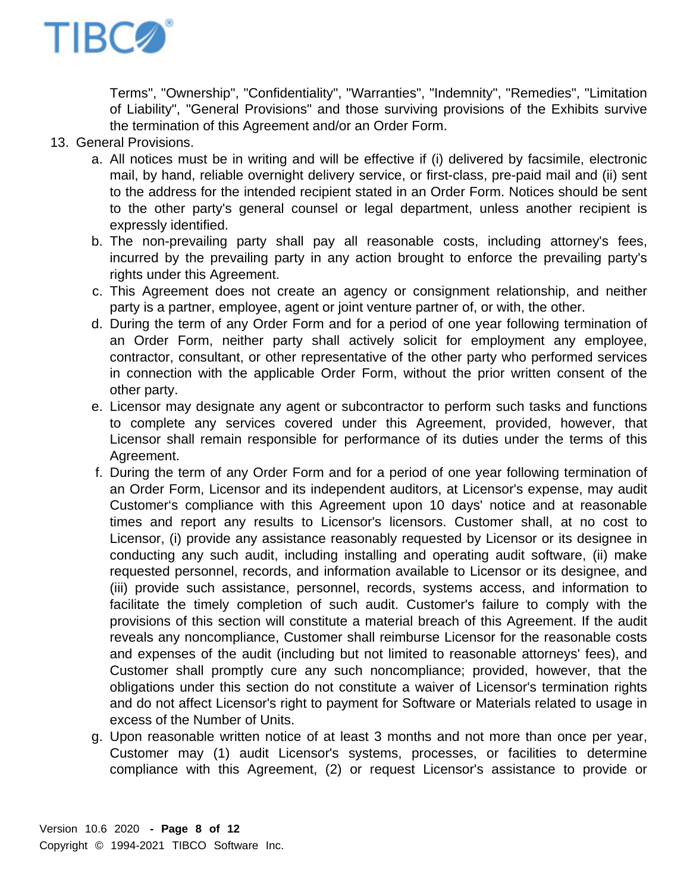Terms", "Ownership", "Confidentiality", "Warranties", "Indemnity", "Remedies", "Limitation of Liability", "General Provisions" and those surviving provisions of the Exhibits survive the termination of this Agreement and/or an Order Form.

13. General Provisions.
    a. All notices must be in writing and will be effective if (i) delivered by facsimile, electronic mail, by hand, reliable overnight delivery service, or first-class, pre-paid mail and (ii) sent to the address for the intended recipient stated in an Order Form. Notices should be sent to the other party's general counsel or legal department, unless another recipient is expressly identified.
    b. The non-prevailing party shall pay all reasonable costs, including attorney's fees, incurred by the prevailing party in any action brought to enforce the prevailing party's rights under this Agreement.
    c. This Agreement does not create an agency or consignment relationship, and neither party is a partner, employee, agent or joint venture partner of, or with, the other.
    d. During the term of any Order Form and for a period of one year following termination of an Order Form, neither party shall actively solicit for employment any employee, contractor, consultant, or other representative of the other party who performed services in connection with the applicable Order Form, without the prior written consent of the other party.
    e. Licensor may designate any agent or subcontractor to perform such tasks and functions to complete any services covered under this Agreement, provided, however, that Licensor shall remain responsible for performance of its duties under the terms of this Agreement.
    f. During the term of any Order Form and for a period of one year following termination of an Order Form, Licensor and its independent auditors, at Licensor's expense, may audit Customer's compliance with this Agreement upon 10 days' notice and at reasonable times and report any results to Licensor's licensors. Customer shall, at no cost to Licensor, (i) provide any assistance reasonably requested by Licensor or its designee in conducting any such audit, including installing and operating audit software, (ii) make requested personnel, records, and information available to Licensor or its designee, and (iii) provide such assistance, personnel, records, systems access, and information to facilitate the timely completion of such audit. Customer's failure to comply with the provisions of this section will constitute a material breach of this Agreement. If the audit reveals any noncompliance, Customer shall reimburse Licensor for the reasonable costs and expenses of the audit (including but not limited to reasonable attorneys' fees), and Customer shall promptly cure any such noncompliance; provided, however, that the obligations under this section do not constitute a waiver of Licensor's termination rights and do not affect Licensor's right to payment for Software or Materials related to usage in excess of the Number of Units.
    g. Upon reasonable written notice of at least 3 months and not more than once per year, Customer may (1) audit Licensor's systems, processes, or facilities to determine compliance with this Agreement, (2) or request Licensor's assistance to provide or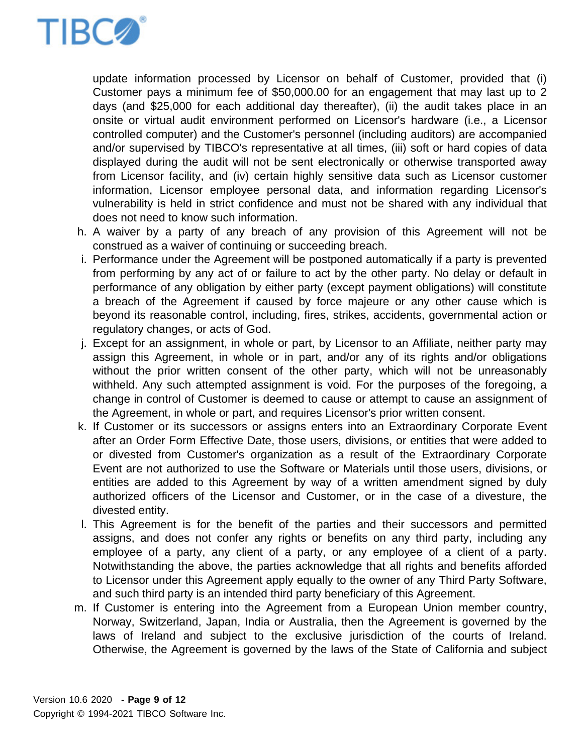update information processed by Licensor on behalf of Customer, provided that (i) Customer pays a minimum fee of $50,000.00 for an engagement that may last up to 2 days (and $25,000 for each additional day thereafter), (ii) the audit takes place in an onsite or virtual audit environment performed on Licensor's hardware (i.e., a Licensor controlled computer) and the Customer's personnel (including auditors) are accompanied and/or supervised by TIBCO's representative at all times, (iii) soft or hard copies of data displayed during the audit will not be sent electronically or otherwise transported away from Licensor facility, and (iv) certain highly sensitive data such as Licensor customer information, Licensor employee personal data, and information regarding Licensor's vulnerability is held in strict confidence and must not be shared with any individual that does not need to know such information.

h. A waiver by a party of any breach of any provision of this Agreement will not be construed as a waiver of continuing or succeeding breach.

i. Performance under the Agreement will be postponed automatically if a party is prevented from performing by any act of or failure to act by the other party. No delay or default in performance of any obligation by either party (except payment obligations) will constitute a breach of the Agreement if caused by force majeure or any other cause which is beyond its reasonable control, including, fires, strikes, accidents, governmental action or regulatory changes, or acts of God.

j. Except for an assignment, in whole or part, by Licensor to an Affiliate, neither party may assign this Agreement, in whole or in part, and/or any of its rights and/or obligations without the prior written consent of the other party, which will not be unreasonably withheld. Any such attempted assignment is void. For the purposes of the foregoing, a change in control of Customer is deemed to cause or attempt to cause an assignment of the Agreement, in whole or part, and requires Licensor's prior written consent.

k. If Customer or its successors or assigns enters into an Extraordinary Corporate Event after an Order Form Effective Date, those users, divisions, or entities that were added to or divested from Customer's organization as a result of the Extraordinary Corporate Event are not authorized to use the Software or Materials until those users, divisions, or entities are added to this Agreement by way of a written amendment signed by duly authorized officers of the Licensor and Customer, or in the case of a divesture, the divested entity.

l. This Agreement is for the benefit of the parties and their successors and permitted assigns, and does not confer any rights or benefits on any third party, including any employee of a party, any client of a party, or any employee of a client of a party. Notwithstanding the above, the parties acknowledge that all rights and benefits afforded to Licensor under this Agreement apply equally to the owner of any Third Party Software, and such third party is an intended third party beneficiary of this Agreement.

m. If Customer is entering into the Agreement from a European Union member country, Norway, Switzerland, Japan, India or Australia, then the Agreement is governed by the laws of Ireland and subject to the exclusive jurisdiction of the courts of Ireland. Otherwise, the Agreement is governed by the laws of the State of California and subject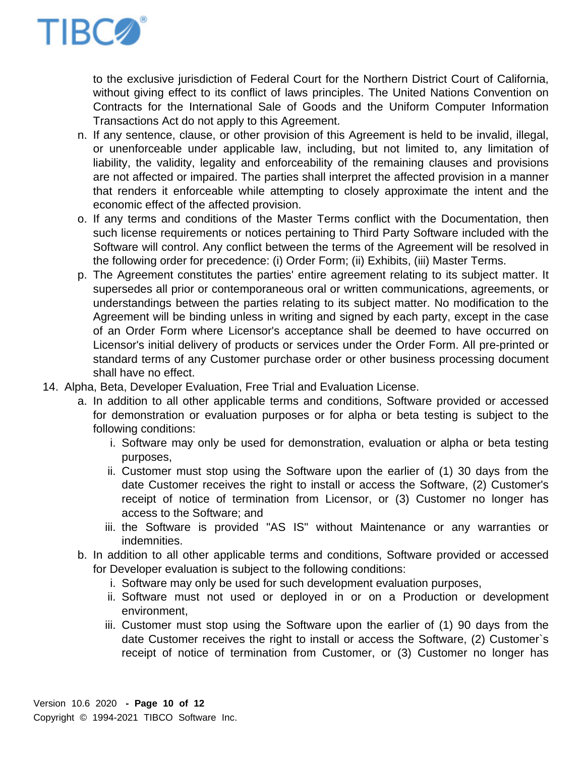to the exclusive jurisdiction of Federal Court for the Northern District Court of California, without giving effect to its conflict of laws principles. The United Nations Convention on Contracts for the International Sale of Goods and the Uniform Computer Information Transactions Act do not apply to this Agreement.

   n. If any sentence, clause, or other provision of this Agreement is held to be invalid, illegal, or unenforceable under applicable law, including, but not limited to, any limitation of liability, the validity, legality and enforceability of the remaining clauses and provisions are not affected or impaired. The parties shall interpret the affected provision in a manner that renders it enforceable while attempting to closely approximate the intent and the economic effect of the affected provision.
   o. If any terms and conditions of the Master Terms conflict with the Documentation, then such license requirements or notices pertaining to Third Party Software included with the Software will control. Any conflict between the terms of the Agreement will be resolved in the following order for precedence: (i) Order Form; (ii) Exhibits, (iii) Master Terms.
   p. The Agreement constitutes the parties' entire agreement relating to its subject matter. It supersedes all prior or contemporaneous oral or written communications, agreements, or understandings between the parties relating to its subject matter. No modification to the Agreement will be binding unless in writing and signed by each party, except in the case of an Order Form where Licensor's acceptance shall be deemed to have occurred on Licensor's initial delivery of products or services under the Order Form. All pre-printed or standard terms of any Customer purchase order or other business processing document shall have no effect.

14. Alpha, Beta, Developer Evaluation, Free Trial and Evaluation License.
   a. In addition to all other applicable terms and conditions, Software provided or accessed for demonstration or evaluation purposes or for alpha or beta testing is subject to the following conditions:
      i. Software may only be used for demonstration, evaluation or alpha or beta testing purposes,
      ii. Customer must stop using the Software upon the earlier of (1) 30 days from the date Customer receives the right to install or access the Software, (2) Customer's receipt of notice of termination from Licensor, or (3) Customer no longer has access to the Software; and
      iii. the Software is provided "AS IS" without Maintenance or any warranties or indemnities.
   b. In addition to all other applicable terms and conditions, Software provided or accessed for Developer evaluation is subject to the following conditions:
      i. Software may only be used for such development evaluation purposes,
      ii. Software must not used or deployed in or on a Production or development environment,
      iii. Customer must stop using the Software upon the earlier of (1) 90 days from the date Customer receives the right to install or access the Software, (2) Customer`s receipt of notice of termination from Customer, or (3) Customer no longer has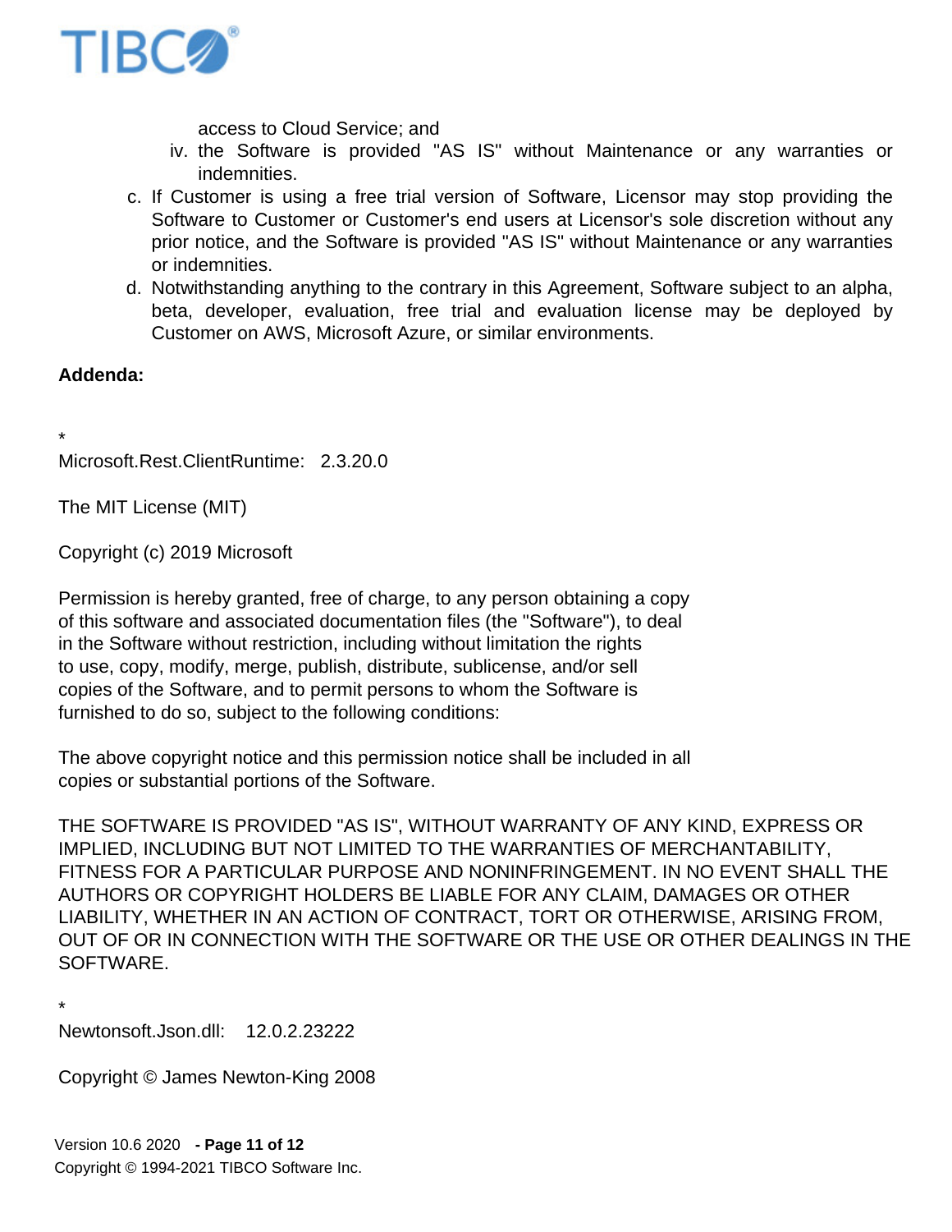access to Cloud Service; and

iv. the Software is provided "AS IS" without Maintenance or any warranties or indemnities.

c. If Customer is using a free trial version of Software, Licensor may stop providing the Software to Customer or Customer's end users at Licensor's sole discretion without any prior notice, and the Software is provided "AS IS" without Maintenance or any warranties or indemnities.

d. Notwithstanding anything to the contrary in this Agreement, Software subject to an alpha, beta, developer, evaluation, free trial and evaluation license may be deployed by Customer on AWS, Microsoft Azure, or similar environments.

**Addenda:**

*

Microsoft.Rest.ClientRuntime: 2.3.20.0

The MIT License (MIT)

Copyright (c) 2019 Microsoft

Permission is hereby granted, free of charge, to any person obtaining a copy of this software and associated documentation files (the "Software"), to deal in the Software without restriction, including without limitation the rights to use, copy, modify, merge, publish, distribute, sublicense, and/or sell copies of the Software, and to permit persons to whom the Software is furnished to do so, subject to the following conditions:

The above copyright notice and this permission notice shall be included in all copies or substantial portions of the Software.

THE SOFTWARE IS PROVIDED "AS IS", WITHOUT WARRANTY OF ANY KIND, EXPRESS OR IMPLIED, INCLUDING BUT NOT LIMITED TO THE WARRANTIES OF MERCHANTABILITY, FITNESS FOR A PARTICULAR PURPOSE AND NONINFRINGEMENT. IN NO EVENT SHALL THE AUTHORS OR COPYRIGHT HOLDERS BE LIABLE FOR ANY CLAIM, DAMAGES OR OTHER LIABILITY, WHETHER IN AN ACTION OF CONTRACT, TORT OR OTHERWISE, ARISING FROM, OUT OF OR IN CONNECTION WITH THE SOFTWARE OR THE USE OR OTHER DEALINGS IN THE SOFTWARE.

*

Newtonsoft.Json.dll: 12.0.2.23222

Copyright © James Newton-King 2008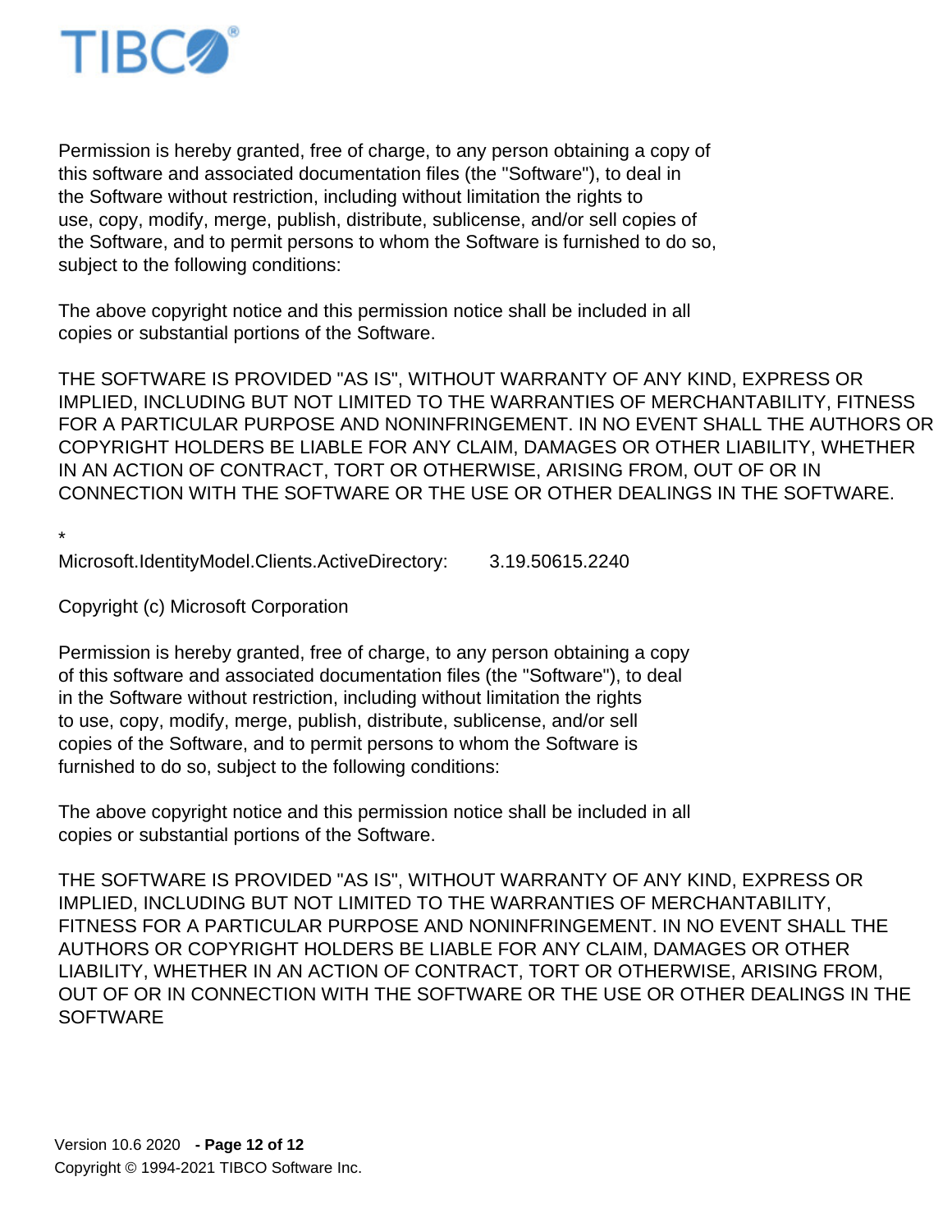Permission is hereby granted, free of charge, to any person obtaining a copy of this software and associated documentation files (the "Software"), to deal in the Software without restriction, including without limitation the rights to use, copy, modify, merge, publish, distribute, sublicense, and/or sell copies of the Software, and to permit persons to whom the Software is furnished to do so, subject to the following conditions:

The above copyright notice and this permission notice shall be included in all copies or substantial portions of the Software.

THE SOFTWARE IS PROVIDED "AS IS", WITHOUT WARRANTY OF ANY KIND, EXPRESS OR IMPLIED, INCLUDING BUT NOT LIMITED TO THE WARRANTIES OF MERCHANTABILITY, FITNESS FOR A PARTICULAR PURPOSE AND NONINFRINGEMENT. IN NO EVENT SHALL THE AUTHORS OR COPYRIGHT HOLDERS BE LIABLE FOR ANY CLAIM, DAMAGES OR OTHER LIABILITY, WHETHER IN AN ACTION OF CONTRACT, TORT OR OTHERWISE, ARISING FROM, OUT OF OR IN CONNECTION WITH THE SOFTWARE OR THE USE OR OTHER DEALINGS IN THE SOFTWARE.

*
Microsoft.IdentityModel.Clients.ActiveDirectory: 3.19.50615.2240

Copyright (c) Microsoft Corporation

Permission is hereby granted, free of charge, to any person obtaining a copy of this software and associated documentation files (the "Software"), to deal in the Software without restriction, including without limitation the rights to use, copy, modify, merge, publish, distribute, sublicense, and/or sell copies of the Software, and to permit persons to whom the Software is furnished to do so, subject to the following conditions:

The above copyright notice and this permission notice shall be included in all copies or substantial portions of the Software.

THE SOFTWARE IS PROVIDED "AS IS", WITHOUT WARRANTY OF ANY KIND, EXPRESS OR IMPLIED, INCLUDING BUT NOT LIMITED TO THE WARRANTIES OF MERCHANTABILITY, FITNESS FOR A PARTICULAR PURPOSE AND NONINFRINGEMENT. IN NO EVENT SHALL THE AUTHORS OR COPYRIGHT HOLDERS BE LIABLE FOR ANY CLAIM, DAMAGES OR OTHER LIABILITY, WHETHER IN AN ACTION OF CONTRACT, TORT OR OTHERWISE, ARISING FROM, OUT OF OR IN CONNECTION WITH THE SOFTWARE OR THE USE OR OTHER DEALINGS IN THE SOFTWARE